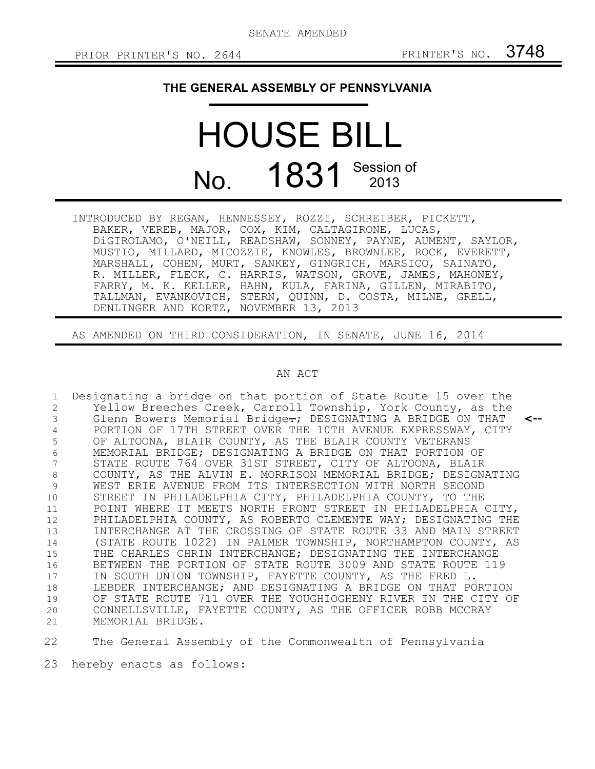SENATE AMENDED

PRIOR PRINTER'S NO. 2644 PRINTER'S NO. 3748

**THE GENERAL ASSEMBLY OF PENNSYLVANIA**

# HOUSE BILL

# No. 1831 Session of 2013

INTRODUCED BY REGAN, HENNESSEY, ROZZI, SCHREIBER, PICKETT, BAKER, VEREB, MAJOR, COX, KIM, CALTAGIRONE, LUCAS, DiGIROLAMO, O'NEILL, READSHAW, SONNEY, PAYNE, AUMENT, SAYLOR, MUSTIO, MILLARD, MICOZZIE, KNOWLES, BROWNLEE, ROCK, EVERETT, MARSHALL, COHEN, MURT, SANKEY, GINGRICH, MARSICO, SAINATO, R. MILLER, FLECK, C. HARRIS, WATSON, GROVE, JAMES, MAHONEY, FARRY, M. K. KELLER, HAHN, KULA, FARINA, GILLEN, MIRABITO, TALLMAN, EVANKOVICH, STERN, QUINN, D. COSTA, MILNE, GRELL, DENLINGER AND KORTZ, NOVEMBER 13, 2013

AS AMENDED ON THIRD CONSIDERATION, IN SENATE, JUNE 16, 2014

AN ACT

1 Designating a bridge on that portion of State Route 15 over the
2 Yellow Breeches Creek, Carroll Township, York County, as the
3 Glenn Bowers Memorial Bridge~~.~~; DESIGNATING A BRIDGE ON THAT <--
4 PORTION OF 17TH STREET OVER THE 10TH AVENUE EXPRESSWAY, CITY
5 OF ALTOONA, BLAIR COUNTY, AS THE BLAIR COUNTY VETERANS
6 MEMORIAL BRIDGE; DESIGNATING A BRIDGE ON THAT PORTION OF
7 STATE ROUTE 764 OVER 31ST STREET, CITY OF ALTOONA, BLAIR
8 COUNTY, AS THE ALVIN E. MORRISON MEMORIAL BRIDGE; DESIGNATING
9 WEST ERIE AVENUE FROM ITS INTERSECTION WITH NORTH SECOND
10 STREET IN PHILADELPHIA CITY, PHILADELPHIA COUNTY, TO THE
11 POINT WHERE IT MEETS NORTH FRONT STREET IN PHILADELPHIA CITY,
12 PHILADELPHIA COUNTY, AS ROBERTO CLEMENTE WAY; DESIGNATING THE
13 INTERCHANGE AT THE CROSSING OF STATE ROUTE 33 AND MAIN STREET
14 (STATE ROUTE 1022) IN PALMER TOWNSHIP, NORTHAMPTON COUNTY, AS
15 THE CHARLES CHRIN INTERCHANGE; DESIGNATING THE INTERCHANGE
16 BETWEEN THE PORTION OF STATE ROUTE 3009 AND STATE ROUTE 119
17 IN SOUTH UNION TOWNSHIP, FAYETTE COUNTY, AS THE FRED L.
18 LEBDER INTERCHANGE; AND DESIGNATING A BRIDGE ON THAT PORTION
19 OF STATE ROUTE 711 OVER THE YOUGHIOGHENY RIVER IN THE CITY OF
20 CONNELLSVILLE, FAYETTE COUNTY, AS THE OFFICER ROBB MCCRAY
21 MEMORIAL BRIDGE.

22 The General Assembly of the Commonwealth of Pennsylvania
23 hereby enacts as follows: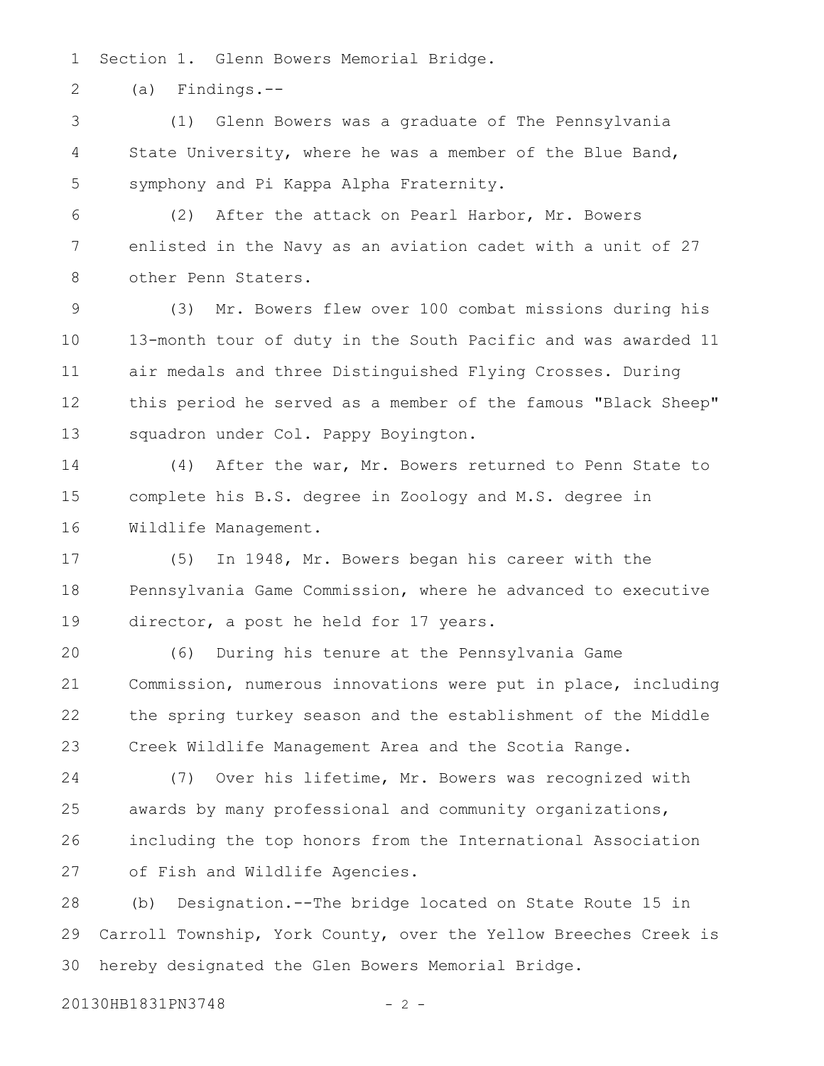Section 1. Glenn Bowers Memorial Bridge.

(a) Findings.--

(1) Glenn Bowers was a graduate of The Pennsylvania State University, where he was a member of the Blue Band, symphony and Pi Kappa Alpha Fraternity.

(2) After the attack on Pearl Harbor, Mr. Bowers enlisted in the Navy as an aviation cadet with a unit of 27 other Penn Staters.

(3) Mr. Bowers flew over 100 combat missions during his 13-month tour of duty in the South Pacific and was awarded 11 air medals and three Distinguished Flying Crosses. During this period he served as a member of the famous "Black Sheep" squadron under Col. Pappy Boyington.

(4) After the war, Mr. Bowers returned to Penn State to complete his B.S. degree in Zoology and M.S. degree in Wildlife Management.

(5) In 1948, Mr. Bowers began his career with the Pennsylvania Game Commission, where he advanced to executive director, a post he held for 17 years.

(6) During his tenure at the Pennsylvania Game Commission, numerous innovations were put in place, including the spring turkey season and the establishment of the Middle Creek Wildlife Management Area and the Scotia Range.

(7) Over his lifetime, Mr. Bowers was recognized with awards by many professional and community organizations, including the top honors from the International Association of Fish and Wildlife Agencies.

(b) Designation.--The bridge located on State Route 15 in Carroll Township, York County, over the Yellow Breeches Creek is hereby designated the Glen Bowers Memorial Bridge.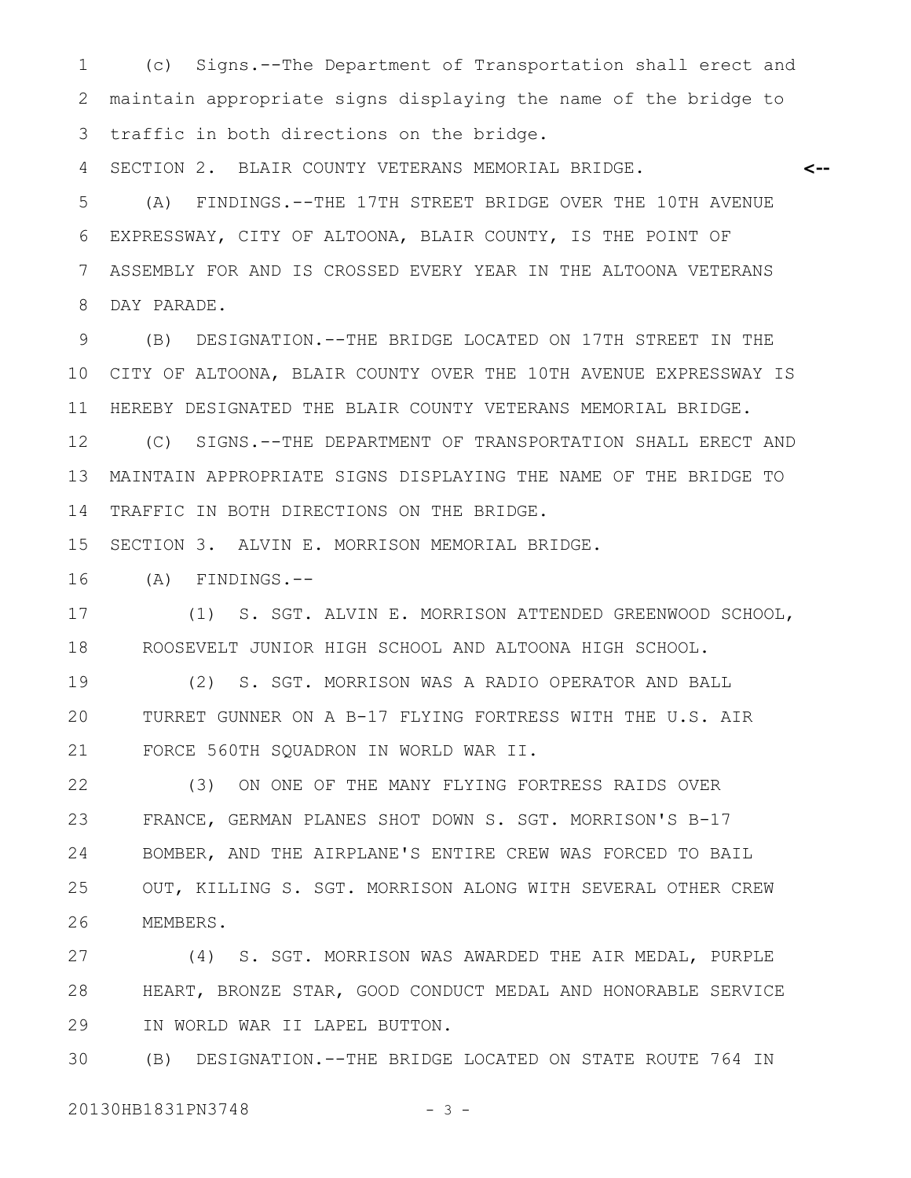(c) Signs.--The Department of Transportation shall erect and maintain appropriate signs displaying the name of the bridge to traffic in both directions on the bridge.

SECTION 2. BLAIR COUNTY VETERANS MEMORIAL BRIDGE. <--

(A) FINDINGS.--THE 17TH STREET BRIDGE OVER THE 10TH AVENUE EXPRESSWAY, CITY OF ALTOONA, BLAIR COUNTY, IS THE POINT OF ASSEMBLY FOR AND IS CROSSED EVERY YEAR IN THE ALTOONA VETERANS DAY PARADE.

(B) DESIGNATION.--THE BRIDGE LOCATED ON 17TH STREET IN THE CITY OF ALTOONA, BLAIR COUNTY OVER THE 10TH AVENUE EXPRESSWAY IS HEREBY DESIGNATED THE BLAIR COUNTY VETERANS MEMORIAL BRIDGE.

(C) SIGNS.--THE DEPARTMENT OF TRANSPORTATION SHALL ERECT AND MAINTAIN APPROPRIATE SIGNS DISPLAYING THE NAME OF THE BRIDGE TO TRAFFIC IN BOTH DIRECTIONS ON THE BRIDGE.

SECTION 3. ALVIN E. MORRISON MEMORIAL BRIDGE.

(A) FINDINGS.--

(1) S. SGT. ALVIN E. MORRISON ATTENDED GREENWOOD SCHOOL, ROOSEVELT JUNIOR HIGH SCHOOL AND ALTOONA HIGH SCHOOL.

(2) S. SGT. MORRISON WAS A RADIO OPERATOR AND BALL TURRET GUNNER ON A B-17 FLYING FORTRESS WITH THE U.S. AIR FORCE 560TH SQUADRON IN WORLD WAR II.

(3) ON ONE OF THE MANY FLYING FORTRESS RAIDS OVER FRANCE, GERMAN PLANES SHOT DOWN S. SGT. MORRISON'S B-17 BOMBER, AND THE AIRPLANE'S ENTIRE CREW WAS FORCED TO BAIL OUT, KILLING S. SGT. MORRISON ALONG WITH SEVERAL OTHER CREW MEMBERS.

(4) S. SGT. MORRISON WAS AWARDED THE AIR MEDAL, PURPLE HEART, BRONZE STAR, GOOD CONDUCT MEDAL AND HONORABLE SERVICE IN WORLD WAR II LAPEL BUTTON.

(B) DESIGNATION.--THE BRIDGE LOCATED ON STATE ROUTE 764 IN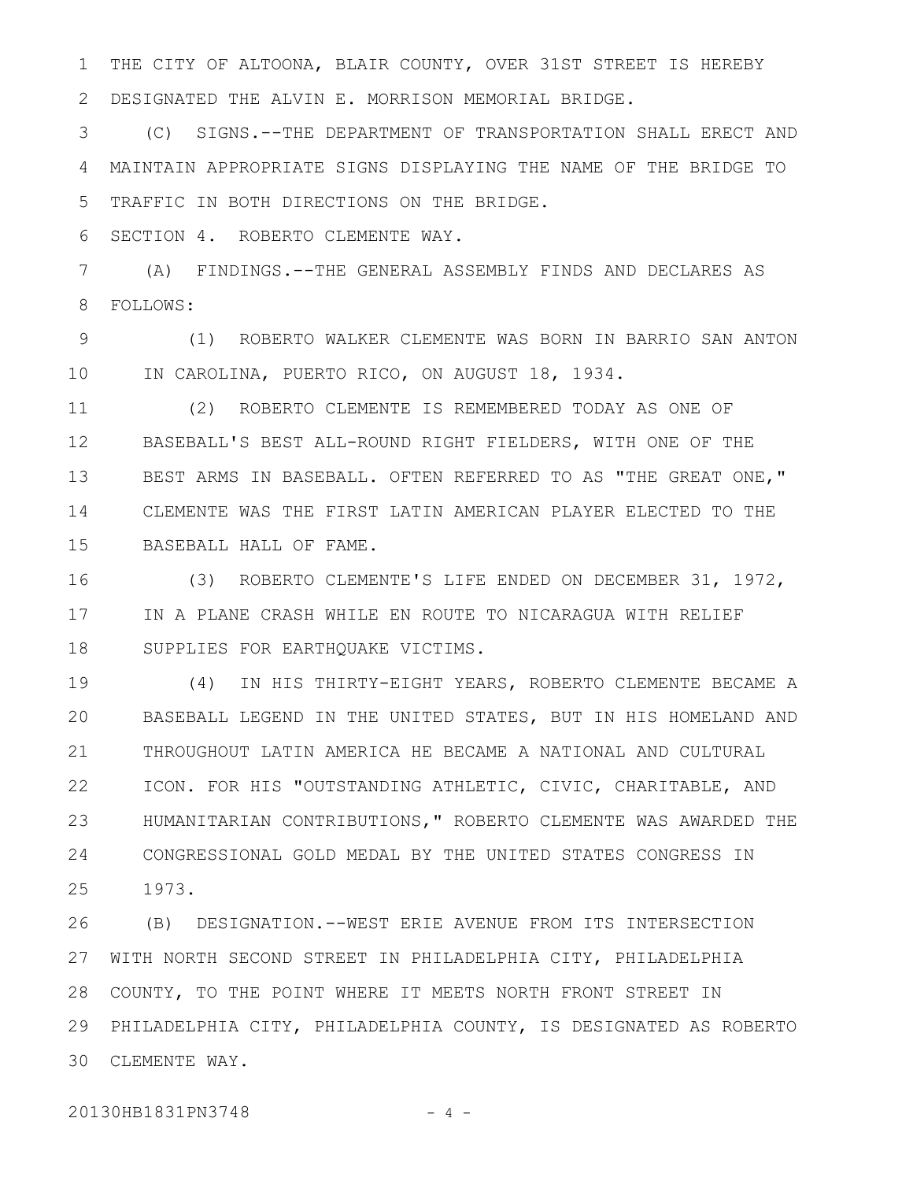THE CITY OF ALTOONA, BLAIR COUNTY, OVER 31ST STREET IS HEREBY DESIGNATED THE ALVIN E. MORRISON MEMORIAL BRIDGE.

(C) SIGNS.--THE DEPARTMENT OF TRANSPORTATION SHALL ERECT AND MAINTAIN APPROPRIATE SIGNS DISPLAYING THE NAME OF THE BRIDGE TO TRAFFIC IN BOTH DIRECTIONS ON THE BRIDGE.

SECTION 4. ROBERTO CLEMENTE WAY.

(A) FINDINGS.--THE GENERAL ASSEMBLY FINDS AND DECLARES AS FOLLOWS:

(1) ROBERTO WALKER CLEMENTE WAS BORN IN BARRIO SAN ANTON IN CAROLINA, PUERTO RICO, ON AUGUST 18, 1934.

(2) ROBERTO CLEMENTE IS REMEMBERED TODAY AS ONE OF BASEBALL'S BEST ALL-ROUND RIGHT FIELDERS, WITH ONE OF THE BEST ARMS IN BASEBALL. OFTEN REFERRED TO AS "THE GREAT ONE," CLEMENTE WAS THE FIRST LATIN AMERICAN PLAYER ELECTED TO THE BASEBALL HALL OF FAME.

(3) ROBERTO CLEMENTE'S LIFE ENDED ON DECEMBER 31, 1972, IN A PLANE CRASH WHILE EN ROUTE TO NICARAGUA WITH RELIEF SUPPLIES FOR EARTHQUAKE VICTIMS.

(4) IN HIS THIRTY-EIGHT YEARS, ROBERTO CLEMENTE BECAME A BASEBALL LEGEND IN THE UNITED STATES, BUT IN HIS HOMELAND AND THROUGHOUT LATIN AMERICA HE BECAME A NATIONAL AND CULTURAL ICON. FOR HIS "OUTSTANDING ATHLETIC, CIVIC, CHARITABLE, AND HUMANITARIAN CONTRIBUTIONS," ROBERTO CLEMENTE WAS AWARDED THE CONGRESSIONAL GOLD MEDAL BY THE UNITED STATES CONGRESS IN 1973.

(B) DESIGNATION.--WEST ERIE AVENUE FROM ITS INTERSECTION WITH NORTH SECOND STREET IN PHILADELPHIA CITY, PHILADELPHIA COUNTY, TO THE POINT WHERE IT MEETS NORTH FRONT STREET IN PHILADELPHIA CITY, PHILADELPHIA COUNTY, IS DESIGNATED AS ROBERTO CLEMENTE WAY.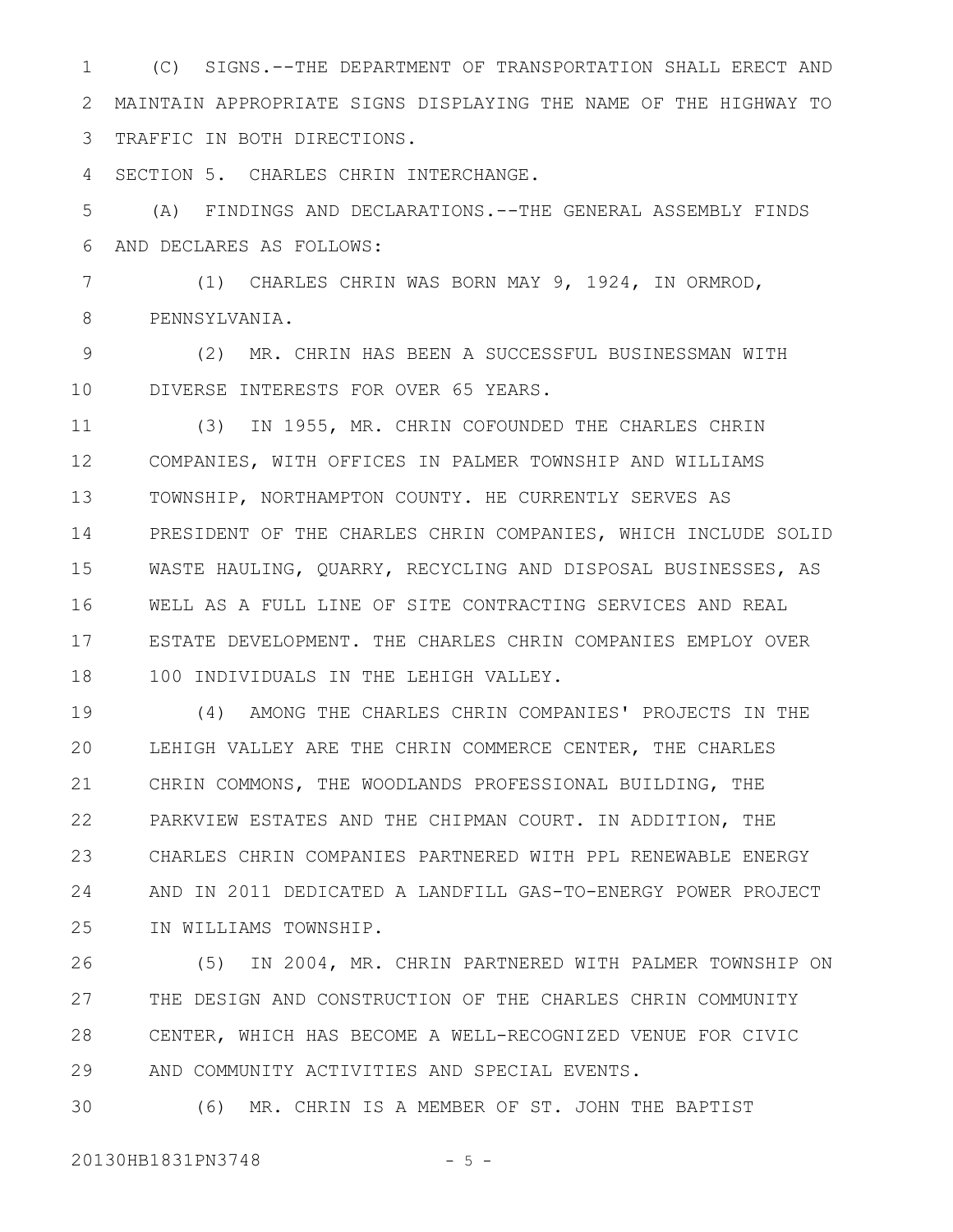(C) SIGNS.--THE DEPARTMENT OF TRANSPORTATION SHALL ERECT AND MAINTAIN APPROPRIATE SIGNS DISPLAYING THE NAME OF THE HIGHWAY TO TRAFFIC IN BOTH DIRECTIONS.

SECTION 5. CHARLES CHRIN INTERCHANGE.

(A) FINDINGS AND DECLARATIONS.--THE GENERAL ASSEMBLY FINDS AND DECLARES AS FOLLOWS:

(1) CHARLES CHRIN WAS BORN MAY 9, 1924, IN ORMROD, PENNSYLVANIA.

(2) MR. CHRIN HAS BEEN A SUCCESSFUL BUSINESSMAN WITH DIVERSE INTERESTS FOR OVER 65 YEARS.

(3) IN 1955, MR. CHRIN COFOUNDED THE CHARLES CHRIN COMPANIES, WITH OFFICES IN PALMER TOWNSHIP AND WILLIAMS TOWNSHIP, NORTHAMPTON COUNTY. HE CURRENTLY SERVES AS PRESIDENT OF THE CHARLES CHRIN COMPANIES, WHICH INCLUDE SOLID WASTE HAULING, QUARRY, RECYCLING AND DISPOSAL BUSINESSES, AS WELL AS A FULL LINE OF SITE CONTRACTING SERVICES AND REAL ESTATE DEVELOPMENT. THE CHARLES CHRIN COMPANIES EMPLOY OVER 100 INDIVIDUALS IN THE LEHIGH VALLEY.

(4) AMONG THE CHARLES CHRIN COMPANIES' PROJECTS IN THE LEHIGH VALLEY ARE THE CHRIN COMMERCE CENTER, THE CHARLES CHRIN COMMONS, THE WOODLANDS PROFESSIONAL BUILDING, THE PARKVIEW ESTATES AND THE CHIPMAN COURT. IN ADDITION, THE CHARLES CHRIN COMPANIES PARTNERED WITH PPL RENEWABLE ENERGY AND IN 2011 DEDICATED A LANDFILL GAS-TO-ENERGY POWER PROJECT IN WILLIAMS TOWNSHIP.

(5) IN 2004, MR. CHRIN PARTNERED WITH PALMER TOWNSHIP ON THE DESIGN AND CONSTRUCTION OF THE CHARLES CHRIN COMMUNITY CENTER, WHICH HAS BECOME A WELL-RECOGNIZED VENUE FOR CIVIC AND COMMUNITY ACTIVITIES AND SPECIAL EVENTS.

(6) MR. CHRIN IS A MEMBER OF ST. JOHN THE BAPTIST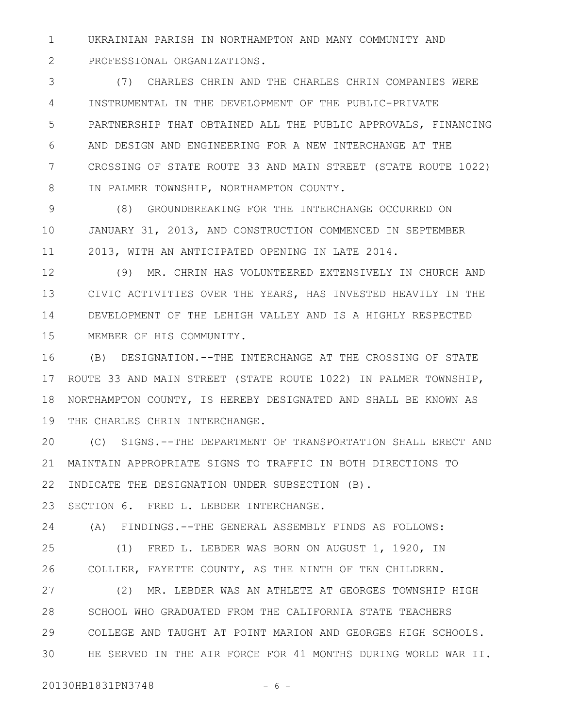UKRAINIAN PARISH IN NORTHAMPTON AND MANY COMMUNITY AND PROFESSIONAL ORGANIZATIONS.

(7) CHARLES CHRIN AND THE CHARLES CHRIN COMPANIES WERE INSTRUMENTAL IN THE DEVELOPMENT OF THE PUBLIC-PRIVATE PARTNERSHIP THAT OBTAINED ALL THE PUBLIC APPROVALS, FINANCING AND DESIGN AND ENGINEERING FOR A NEW INTERCHANGE AT THE CROSSING OF STATE ROUTE 33 AND MAIN STREET (STATE ROUTE 1022) IN PALMER TOWNSHIP, NORTHAMPTON COUNTY.

(8) GROUNDBREAKING FOR THE INTERCHANGE OCCURRED ON JANUARY 31, 2013, AND CONSTRUCTION COMMENCED IN SEPTEMBER 2013, WITH AN ANTICIPATED OPENING IN LATE 2014.

(9) MR. CHRIN HAS VOLUNTEERED EXTENSIVELY IN CHURCH AND CIVIC ACTIVITIES OVER THE YEARS, HAS INVESTED HEAVILY IN THE DEVELOPMENT OF THE LEHIGH VALLEY AND IS A HIGHLY RESPECTED MEMBER OF HIS COMMUNITY.

(B) DESIGNATION.--THE INTERCHANGE AT THE CROSSING OF STATE ROUTE 33 AND MAIN STREET (STATE ROUTE 1022) IN PALMER TOWNSHIP, NORTHAMPTON COUNTY, IS HEREBY DESIGNATED AND SHALL BE KNOWN AS THE CHARLES CHRIN INTERCHANGE.

(C) SIGNS.--THE DEPARTMENT OF TRANSPORTATION SHALL ERECT AND MAINTAIN APPROPRIATE SIGNS TO TRAFFIC IN BOTH DIRECTIONS TO INDICATE THE DESIGNATION UNDER SUBSECTION (B).

SECTION 6. FRED L. LEBDER INTERCHANGE.

(A) FINDINGS.--THE GENERAL ASSEMBLY FINDS AS FOLLOWS:

(1) FRED L. LEBDER WAS BORN ON AUGUST 1, 1920, IN COLLIER, FAYETTE COUNTY, AS THE NINTH OF TEN CHILDREN.

(2) MR. LEBDER WAS AN ATHLETE AT GEORGES TOWNSHIP HIGH SCHOOL WHO GRADUATED FROM THE CALIFORNIA STATE TEACHERS COLLEGE AND TAUGHT AT POINT MARION AND GEORGES HIGH SCHOOLS. HE SERVED IN THE AIR FORCE FOR 41 MONTHS DURING WORLD WAR II.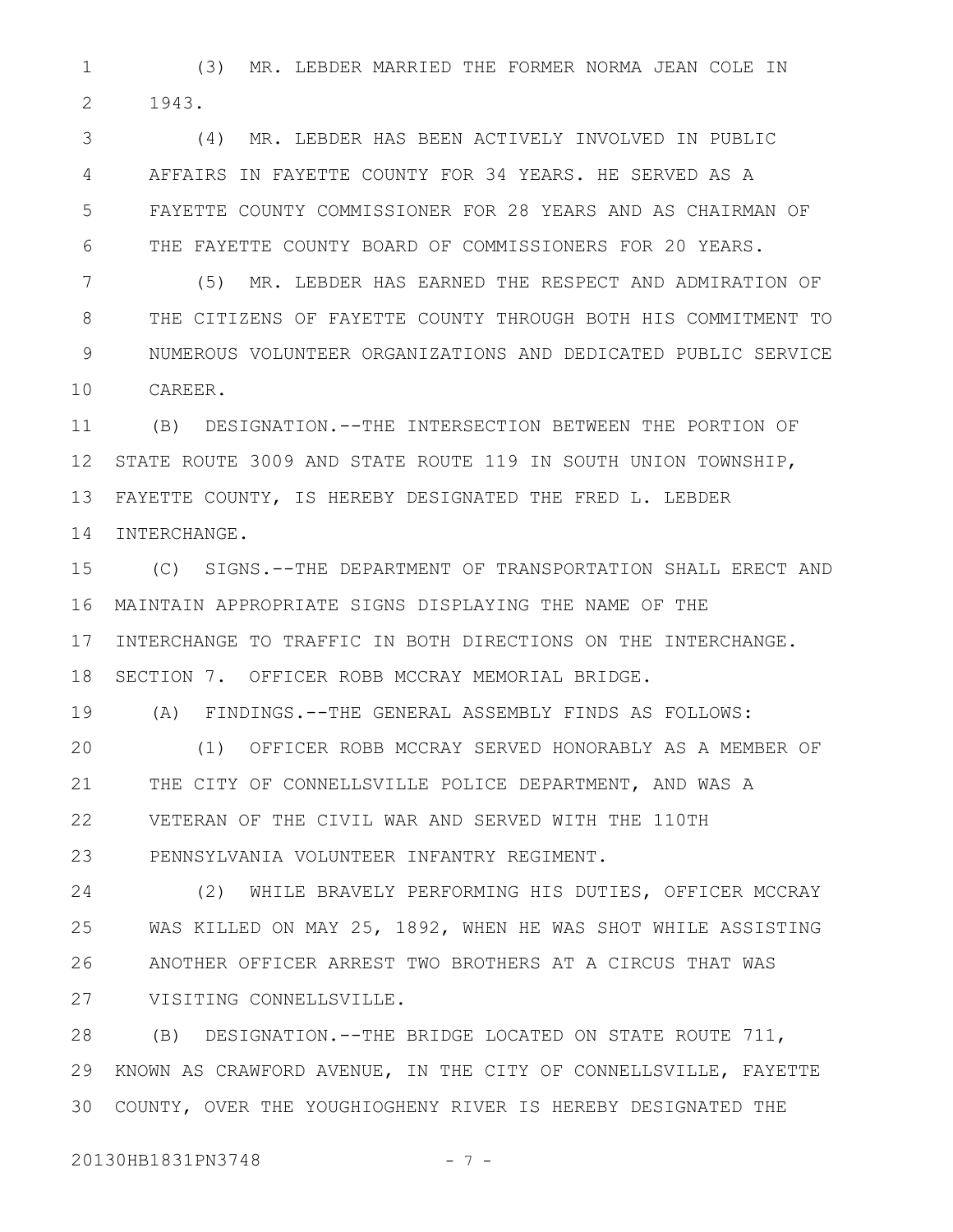(3) MR. LEBDER MARRIED THE FORMER NORMA JEAN COLE IN 1943.

(4) MR. LEBDER HAS BEEN ACTIVELY INVOLVED IN PUBLIC AFFAIRS IN FAYETTE COUNTY FOR 34 YEARS. HE SERVED AS A FAYETTE COUNTY COMMISSIONER FOR 28 YEARS AND AS CHAIRMAN OF THE FAYETTE COUNTY BOARD OF COMMISSIONERS FOR 20 YEARS.

(5) MR. LEBDER HAS EARNED THE RESPECT AND ADMIRATION OF THE CITIZENS OF FAYETTE COUNTY THROUGH BOTH HIS COMMITMENT TO NUMEROUS VOLUNTEER ORGANIZATIONS AND DEDICATED PUBLIC SERVICE CAREER.

(B) DESIGNATION.--THE INTERSECTION BETWEEN THE PORTION OF STATE ROUTE 3009 AND STATE ROUTE 119 IN SOUTH UNION TOWNSHIP, FAYETTE COUNTY, IS HEREBY DESIGNATED THE FRED L. LEBDER INTERCHANGE.

(C) SIGNS.--THE DEPARTMENT OF TRANSPORTATION SHALL ERECT AND MAINTAIN APPROPRIATE SIGNS DISPLAYING THE NAME OF THE INTERCHANGE TO TRAFFIC IN BOTH DIRECTIONS ON THE INTERCHANGE.

SECTION 7. OFFICER ROBB MCCRAY MEMORIAL BRIDGE.

(A) FINDINGS.--THE GENERAL ASSEMBLY FINDS AS FOLLOWS:

(1) OFFICER ROBB MCCRAY SERVED HONORABLY AS A MEMBER OF THE CITY OF CONNELLSVILLE POLICE DEPARTMENT, AND WAS A VETERAN OF THE CIVIL WAR AND SERVED WITH THE 110TH PENNSYLVANIA VOLUNTEER INFANTRY REGIMENT.

(2) WHILE BRAVELY PERFORMING HIS DUTIES, OFFICER MCCRAY WAS KILLED ON MAY 25, 1892, WHEN HE WAS SHOT WHILE ASSISTING ANOTHER OFFICER ARREST TWO BROTHERS AT A CIRCUS THAT WAS VISITING CONNELLSVILLE.

(B) DESIGNATION.--THE BRIDGE LOCATED ON STATE ROUTE 711, KNOWN AS CRAWFORD AVENUE, IN THE CITY OF CONNELLSVILLE, FAYETTE COUNTY, OVER THE YOUGHIOGHENY RIVER IS HEREBY DESIGNATED THE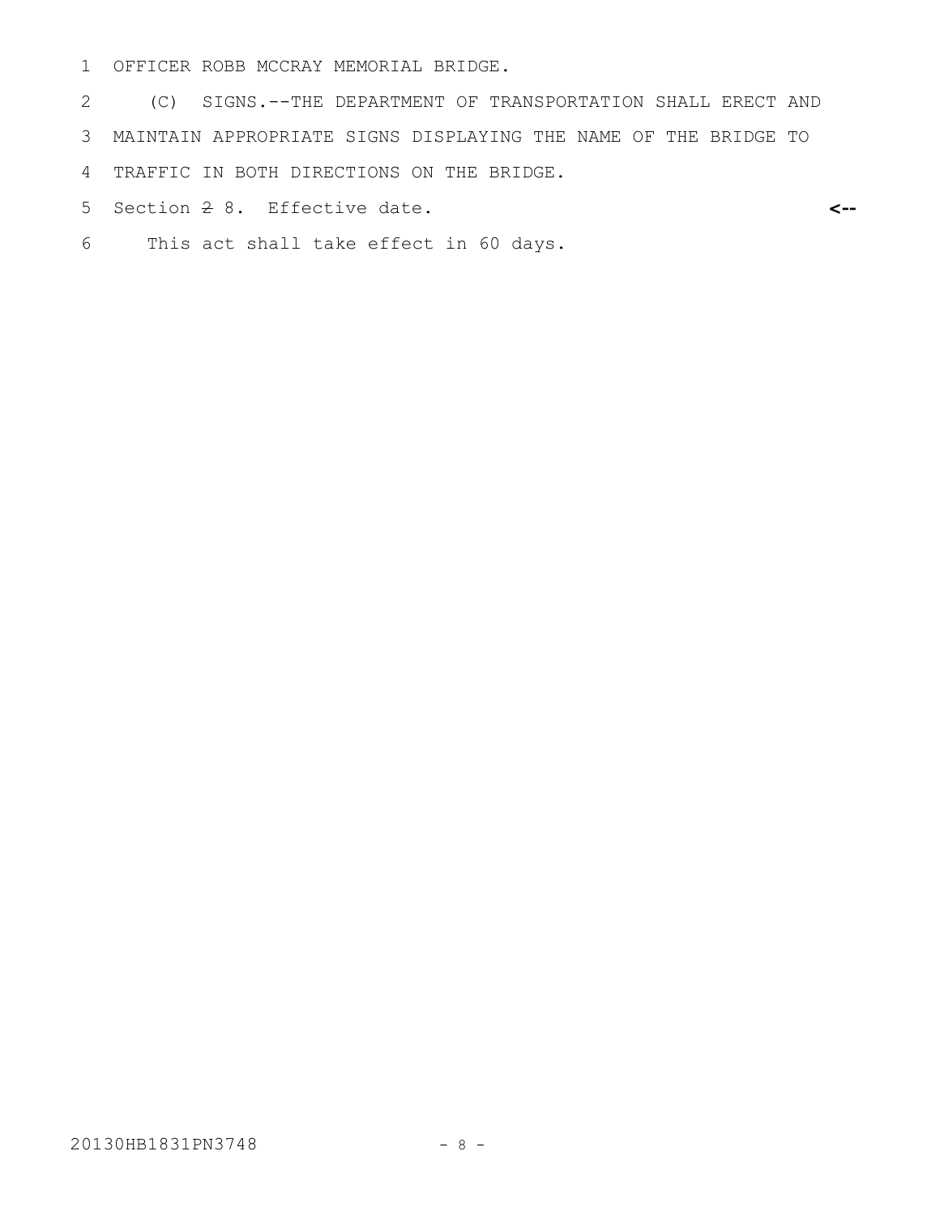OFFICER ROBB MCCRAY MEMORIAL BRIDGE.

(C) SIGNS.--THE DEPARTMENT OF TRANSPORTATION SHALL ERECT AND MAINTAIN APPROPRIATE SIGNS DISPLAYING THE NAME OF THE BRIDGE TO TRAFFIC IN BOTH DIRECTIONS ON THE BRIDGE.

Section ~~2~~ 8. Effective date. **<--**

This act shall take effect in 60 days.